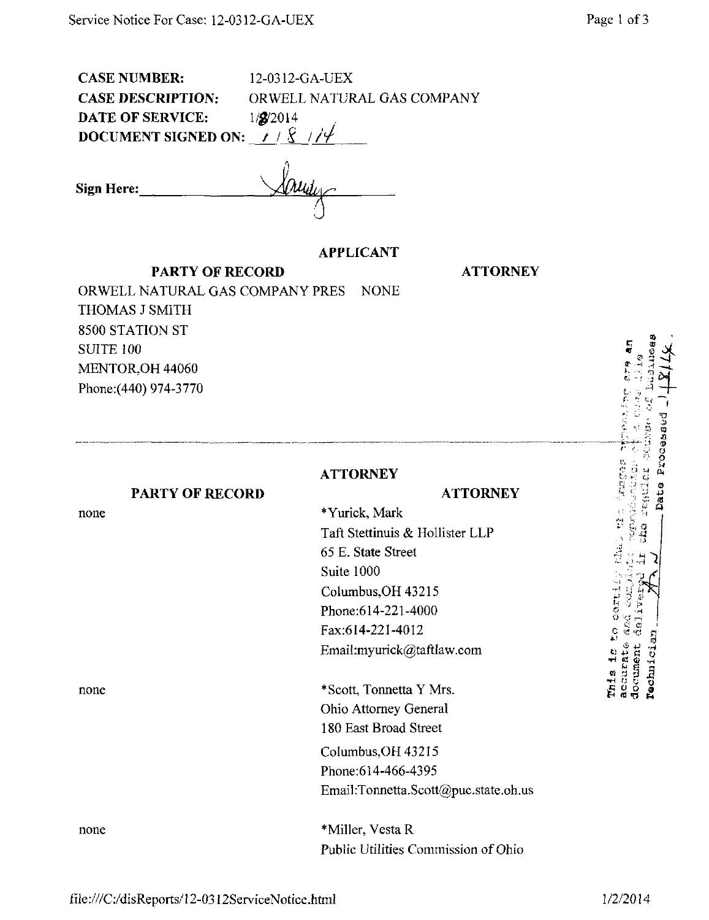**CASE NUMBER:** 12-0312-GA-UEX
**CASE DESCRIPTION:** ORWELL NATURAL GAS COMPANY
**DATE OF SERVICE:** 1/8/2014
**DOCUMENT SIGNED ON:** 1 / 8 / 14

**Sign Here:** ________________

## APPLICANT

| PARTY OF RECORD | ATTORNEY |
|---|---|
| ORWELL NATURAL GAS COMPANY PRES<br>THOMAS J SMITH<br>8500 STATION ST<br>SUITE 100<br>MENTOR,OH 44060<br>Phone:(440) 974-3770 | NONE |

This is to certify that the images appearing are an accurate and complete reproduction of a case file document delivered in the regular course of business
Technician ______ Date Processed 1/8/14

## ATTORNEY

| PARTY OF RECORD | ATTORNEY |
|---|---|
| none | *Yurick, Mark<br>Taft Stettinius & Hollister LLP<br>65 E. State Street<br>Suite 1000<br>Columbus,OH 43215<br>Phone:614-221-4000<br>Fax:614-221-4012<br>Email:myurick@taftlaw.com |
| none | *Scott, Tonnetta Y Mrs.<br>Ohio Attorney General<br>180 East Broad Street<br>Columbus,OH 43215<br>Phone:614-466-4395<br>Email:Tonnetta.Scott@puc.state.oh.us |
| none | *Miller, Vesta R<br>Public Utilities Commission of Ohio |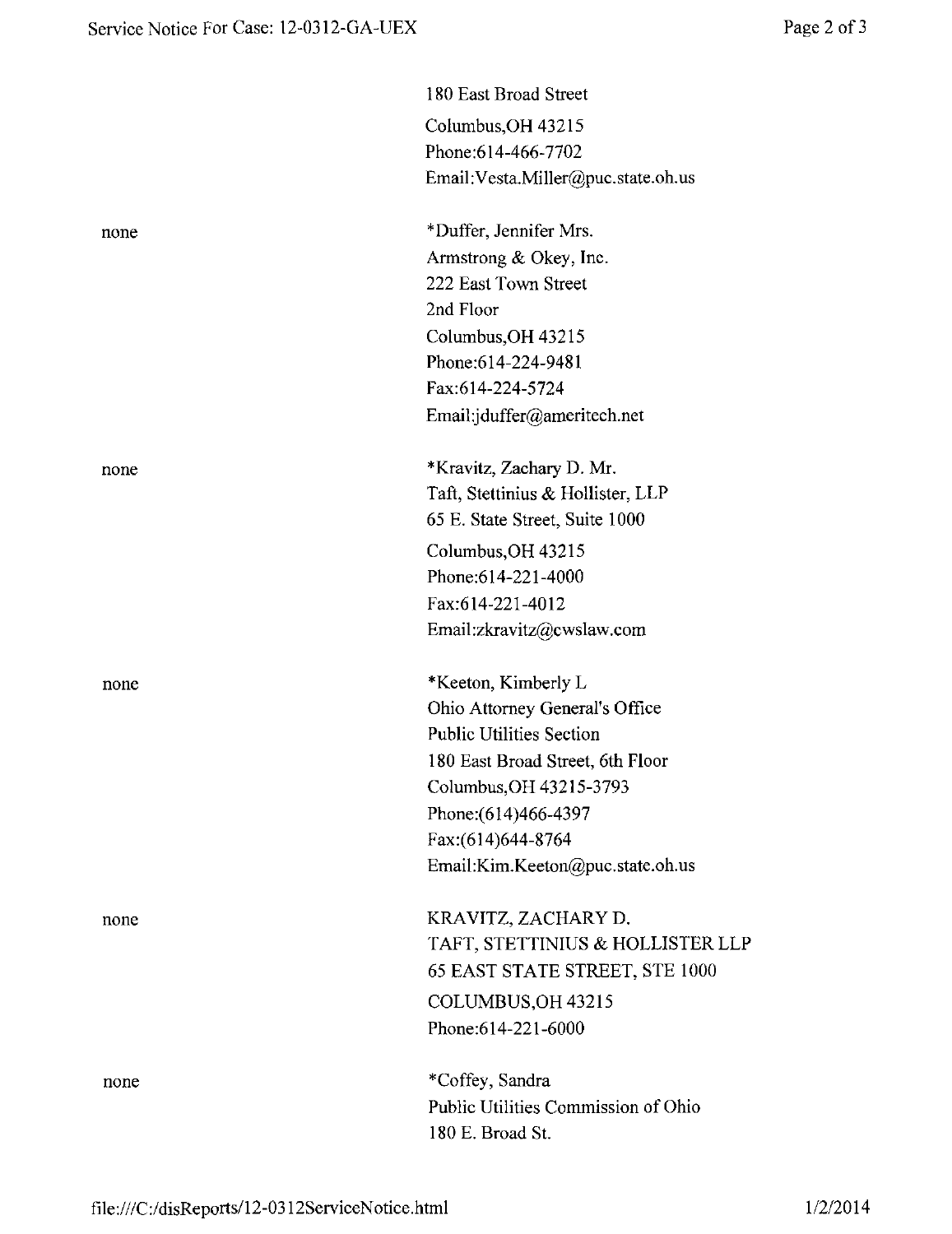180 East Broad Street
Columbus,OH 43215
Phone:614-466-7702
Email:Vesta.Miller@puc.state.oh.us

| | |
|---|---|
| none | *Duffer, Jennifer Mrs.<br>Armstrong & Okey, Inc.<br>222 East Town Street<br>2nd Floor<br>Columbus,OH 43215<br>Phone:614-224-9481<br>Fax:614-224-5724<br>Email:jduffer@ameritech.net |
| none | *Kravitz, Zachary D. Mr.<br>Taft, Stettinius & Hollister, LLP<br>65 E. State Street, Suite 1000<br>Columbus,OH 43215<br>Phone:614-221-4000<br>Fax:614-221-4012<br>Email:zkravitz@cwslaw.com |
| none | *Keeton, Kimberly L<br>Ohio Attorney General's Office<br>Public Utilities Section<br>180 East Broad Street, 6th Floor<br>Columbus,OH 43215-3793<br>Phone:(614)466-4397<br>Fax:(614)644-8764<br>Email:Kim.Keeton@puc.state.oh.us |
| none | KRAVITZ, ZACHARY D.<br>TAFT, STETTINIUS & HOLLISTER LLP<br>65 EAST STATE STREET, STE 1000<br>COLUMBUS,OH 43215<br>Phone:614-221-6000 |
| none | *Coffey, Sandra<br>Public Utilities Commission of Ohio<br>180 E. Broad St. |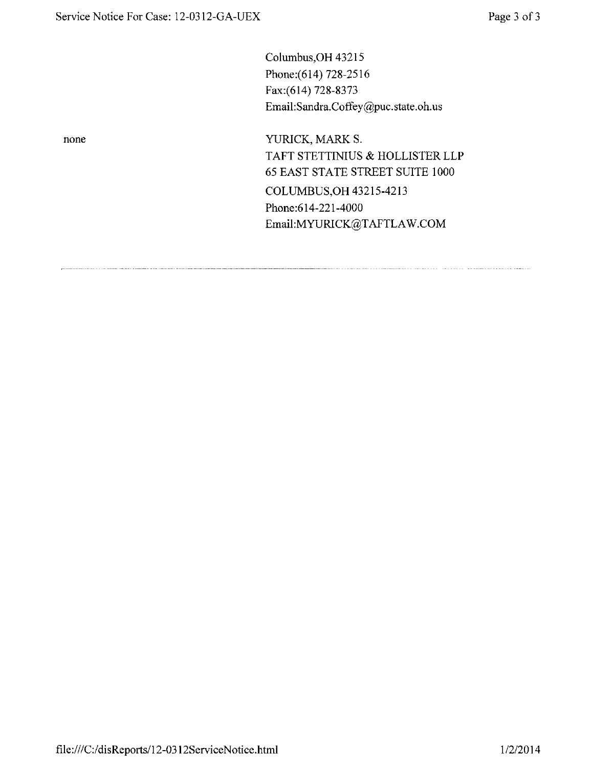| | |
|---|---|
| | Columbus,OH 43215<br>Phone:(614) 728-2516<br>Fax:(614) 728-8373<br>Email:Sandra.Coffey@puc.state.oh.us |
| none | YURICK, MARK S.<br>TAFT STETTINIUS & HOLLISTER LLP<br>65 EAST STATE STREET SUITE 1000<br>COLUMBUS,OH 43215-4213<br>Phone:614-221-4000<br>Email:MYURICK@TAFTLAW.COM |